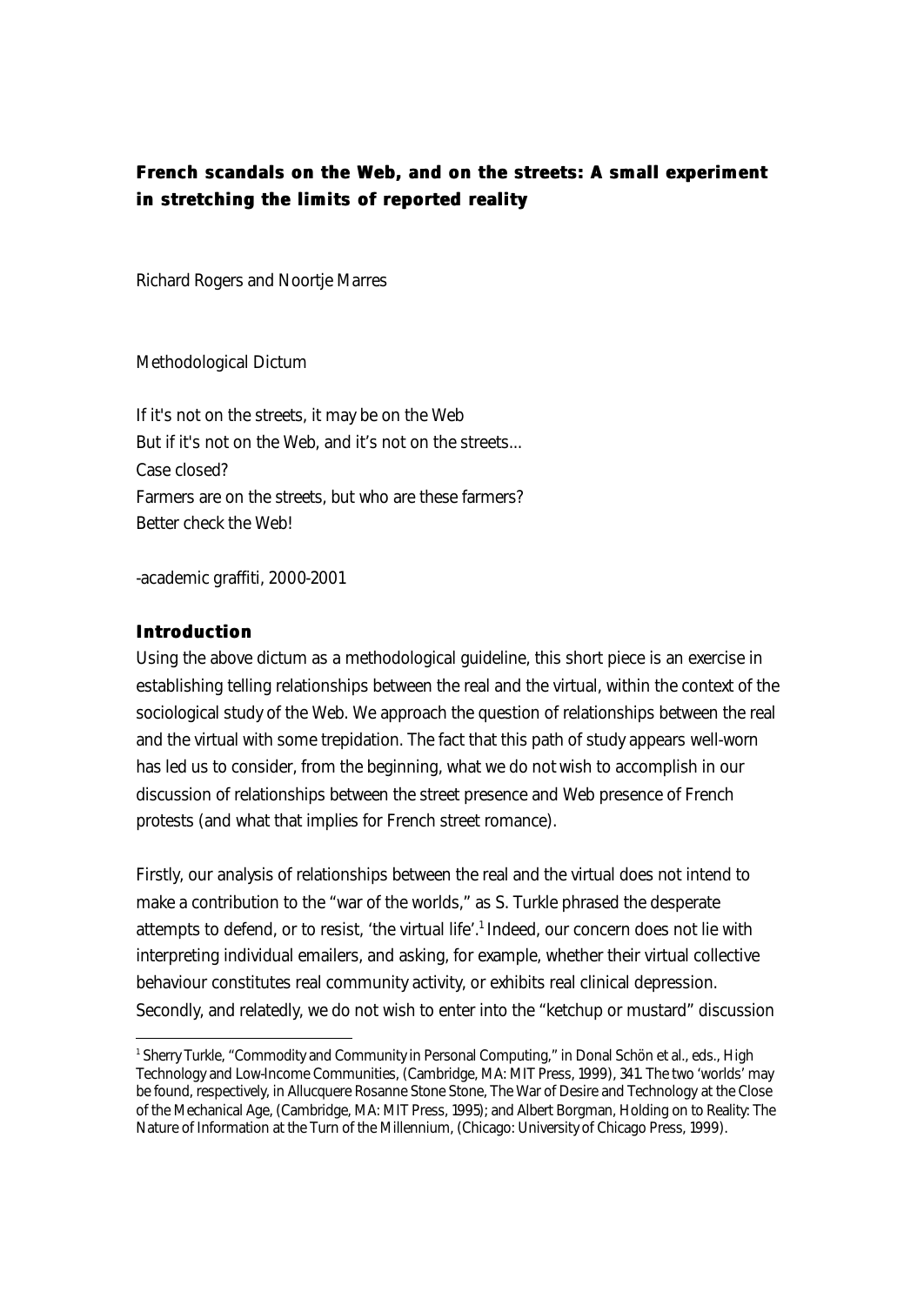# French scandals on the Web, and on the streets: A small experiment in stretching the limits of reported reality

Richard Rogers and Noortje Marres

Methodological Dictum

If it's not on the streets, it may be on the Web
But if it's not on the Web, and it's not on the streets...
Case closed?
Farmers are on the streets, but who are these farmers?
Better check the Web!

-academic graffiti, 2000-2001

## Introduction

Using the above dictum as a methodological guideline, this short piece is an exercise in establishing telling relationships between the real and the virtual, within the context of the sociological study of the Web. We approach the question of relationships between the real and the virtual with some trepidation. The fact that this path of study appears well-worn has led us to consider, from the beginning, what we do not wish to accomplish in our discussion of relationships between the street presence and Web presence of French protests (and what that implies for French street romance).

Firstly, our analysis of relationships between the real and the virtual does not intend to make a contribution to the "war of the worlds," as S. Turkle phrased the desperate attempts to defend, or to resist, 'the virtual life'.[1] Indeed, our concern does not lie with interpreting individual emailers, and asking, for example, whether their virtual collective behaviour constitutes real community activity, or exhibits real clinical depression. Secondly, and relatedly, we do not wish to enter into the "ketchup or mustard" discussion

[1] Sherry Turkle, "Commodity and Community in Personal Computing," in Donal Schön et al., eds., High Technology and Low-Income Communities, (Cambridge, MA: MIT Press, 1999), 341. The two 'worlds' may be found, respectively, in Allucquere Rosanne Stone Stone, The War of Desire and Technology at the Close of the Mechanical Age, (Cambridge, MA: MIT Press, 1995); and Albert Borgman, Holding on to Reality: The Nature of Information at the Turn of the Millennium, (Chicago: University of Chicago Press, 1999).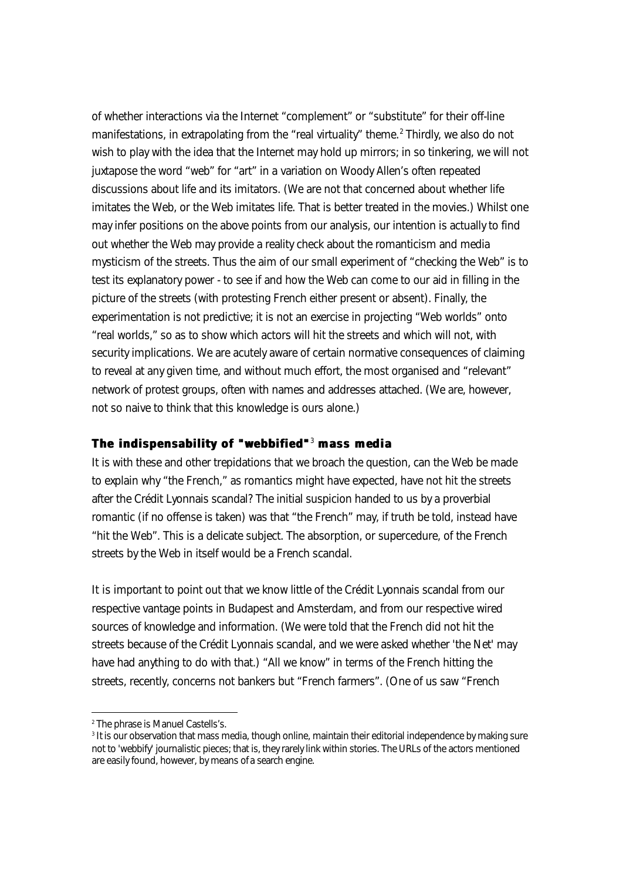of whether interactions via the Internet "complement" or "substitute" for their off-line manifestations, in extrapolating from the "real virtuality" theme.[2] Thirdly, we also do not wish to play with the idea that the Internet may hold up mirrors; in so tinkering, we will not juxtapose the word "web" for "art" in a variation on Woody Allen's often repeated discussions about life and its imitators. (We are not that concerned about whether life imitates the Web, or the Web imitates life. That is better treated in the movies.) Whilst one may infer positions on the above points from our analysis, our intention is actually to find out whether the Web may provide a reality check about the romanticism and media mysticism of the streets. Thus the aim of our small experiment of "checking the Web" is to test its explanatory power - to see if and how the Web can come to our aid in filling in the picture of the streets (with protesting French either present or absent). Finally, the experimentation is not predictive; it is not an exercise in projecting "Web worlds" onto "real worlds," so as to show which actors will hit the streets and which will not, with security implications. We are acutely aware of certain normative consequences of claiming to reveal at any given time, and without much effort, the most organised and "relevant" network of protest groups, often with names and addresses attached. (We are, however, not so naive to think that this knowledge is ours alone.)

## The indispensability of "webbified"[3] mass media

It is with these and other trepidations that we broach the question, can the Web be made to explain why "the French," as romantics might have expected, have not hit the streets after the Crédit Lyonnais scandal? The initial suspicion handed to us by a proverbial romantic (if no offense is taken) was that "the French" may, if truth be told, instead have "hit the Web". This is a delicate subject. The absorption, or supercedure, of the French streets by the Web in itself would be a French scandal.

It is important to point out that we know little of the Crédit Lyonnais scandal from our respective vantage points in Budapest and Amsterdam, and from our respective wired sources of knowledge and information. (We were told that the French did not hit the streets because of the Crédit Lyonnais scandal, and we were asked whether 'the Net' may have had anything to do with that.) "All we know" in terms of the French hitting the streets, recently, concerns not bankers but "French farmers". (One of us saw "French

---

[2] The phrase is Manuel Castells's.

[3] It is our observation that mass media, though online, maintain their editorial independence by making sure not to 'webbify' journalistic pieces; that is, they rarely link within stories. The URLs of the actors mentioned are easily found, however, by means of a search engine.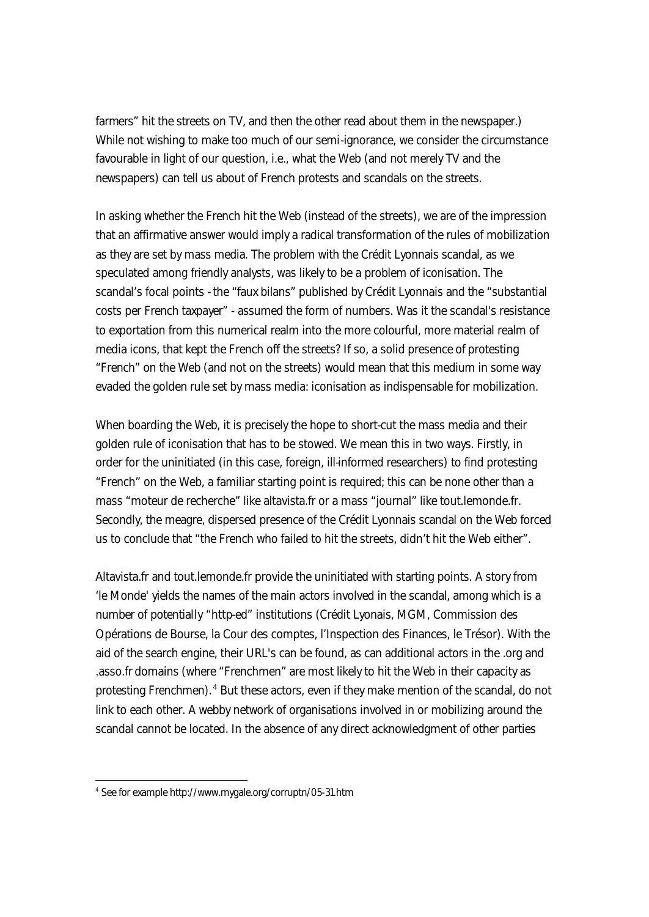farmers” hit the streets on TV, and then the other read about them in the newspaper.) While not wishing to make too much of our semi-ignorance, we consider the circumstance favourable in light of our question, i.e., what the Web (and not merely TV and the newspapers) can tell us about of French protests and scandals on the streets.

In asking whether the French hit the Web (instead of the streets), we are of the impression that an affirmative answer would imply a radical transformation of the rules of mobilization as they are set by mass media. The problem with the Crédit Lyonnais scandal, as we speculated among friendly analysts, was likely to be a problem of iconisation. The scandal’s focal points - the “faux bilans” published by Crédit Lyonnais and the “substantial costs per French taxpayer” - assumed the form of numbers. Was it the scandal's resistance to exportation from this numerical realm into the more colourful, more material realm of media icons, that kept the French off the streets? If so, a solid presence of protesting “French” on the Web (and not on the streets) would mean that this medium in some way evaded the golden rule set by mass media: iconisation as indispensable for mobilization.

When boarding the Web, it is precisely the hope to short-cut the mass media and their golden rule of iconisation that has to be stowed. We mean this in two ways. Firstly, in order for the uninitiated (in this case, foreign, ill-informed researchers) to find protesting “French” on the Web, a familiar starting point is required; this can be none other than a mass “moteur de recherche” like altavista.fr or a mass “journal” like tout.lemonde.fr. Secondly, the meagre, dispersed presence of the Crédit Lyonnais scandal on the Web forced us to conclude that “the French who failed to hit the streets, didn’t hit the Web either”.

Altavista.fr and tout.lemonde.fr provide the uninitiated with starting points. A story from ‘le Monde' yields the names of the main actors involved in the scandal, among which is a number of potentially “http-ed” institutions (Crédit Lyonais, MGM, Commission des Opérations de Bourse, la Cour des comptes, l’Inspection des Finances, le Trésor). With the aid of the search engine, their URL's can be found, as can additional actors in the .org and .asso.fr domains (where “Frenchmen” are most likely to hit the Web in their capacity as protesting Frenchmen).[4] But these actors, even if they make mention of the scandal, do not link to each other. A webby network of organisations involved in or mobilizing around the scandal cannot be located. In the absence of any direct acknowledgment of other parties

[4] See for example http://www.mygale.org/corruptn/05-31.htm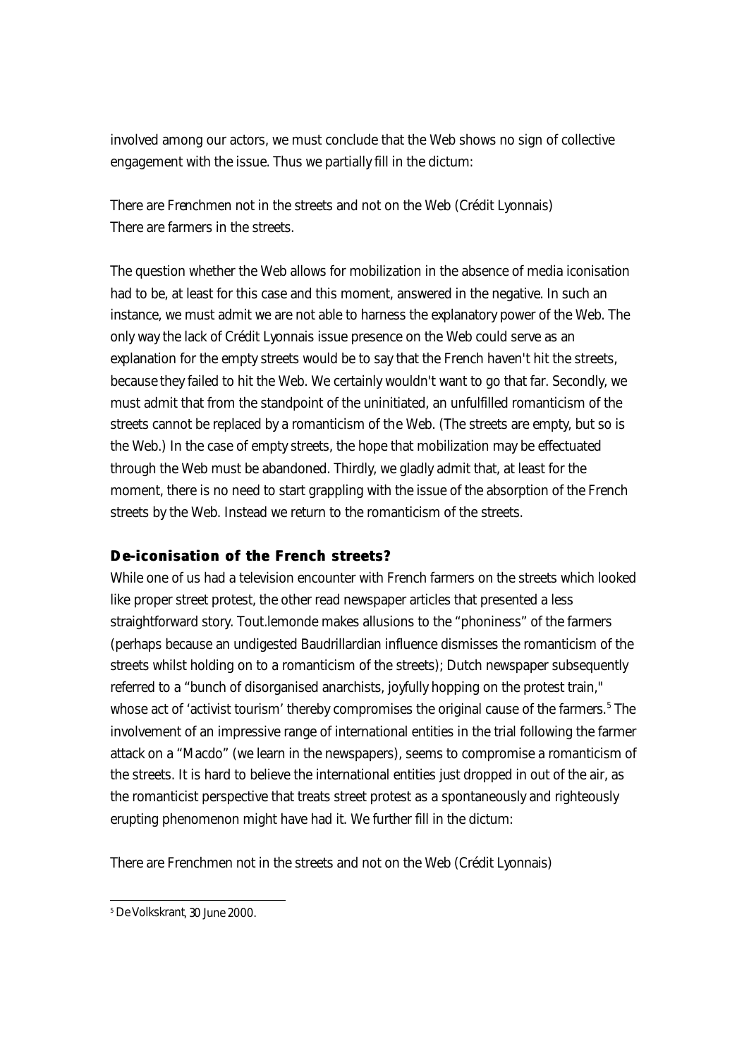involved among our actors, we must conclude that the Web shows no sign of collective engagement with the issue. Thus we partially fill in the dictum:

There are Frenchmen not in the streets and not on the Web (Crédit Lyonnais)
There are farmers in the streets.

The question whether the Web allows for mobilization in the absence of media iconisation had to be, at least for this case and this moment, answered in the negative. In such an instance, we must admit we are not able to harness the explanatory power of the Web. The only way the lack of Crédit Lyonnais issue presence on the Web could serve as an explanation for the empty streets would be to say that the French haven't hit the streets, because they failed to hit the Web. We certainly wouldn't want to go that far. Secondly, we must admit that from the standpoint of the uninitiated, an unfulfilled romanticism of the streets cannot be replaced by a romanticism of the Web. (The streets are empty, but so is the Web.) In the case of empty streets, the hope that mobilization may be effectuated through the Web must be abandoned. Thirdly, we gladly admit that, at least for the moment, there is no need to start grappling with the issue of the absorption of the French streets by the Web. Instead we return to the romanticism of the streets.

## De-iconisation of the French streets?

While one of us had a television encounter with French farmers on the streets which looked like proper street protest, the other read newspaper articles that presented a less straightforward story. Tout.lemonde makes allusions to the "phoniness" of the farmers (perhaps because an undigested Baudrillardian influence dismisses the romanticism of the streets whilst holding on to a romanticism of the streets); Dutch newspaper subsequently referred to a "bunch of disorganised anarchists, joyfully hopping on the protest train," whose act of 'activist tourism' thereby compromises the original cause of the farmers.[5] The involvement of an impressive range of international entities in the trial following the farmer attack on a "Macdo" (we learn in the newspapers), seems to compromise a romanticism of the streets. It is hard to believe the international entities just dropped in out of the air, as the romanticist perspective that treats street protest as a spontaneously and righteously erupting phenomenon might have had it. We further fill in the dictum:

There are Frenchmen not in the streets and not on the Web (Crédit Lyonnais)

[5] De Volkskrant, 30 June 2000.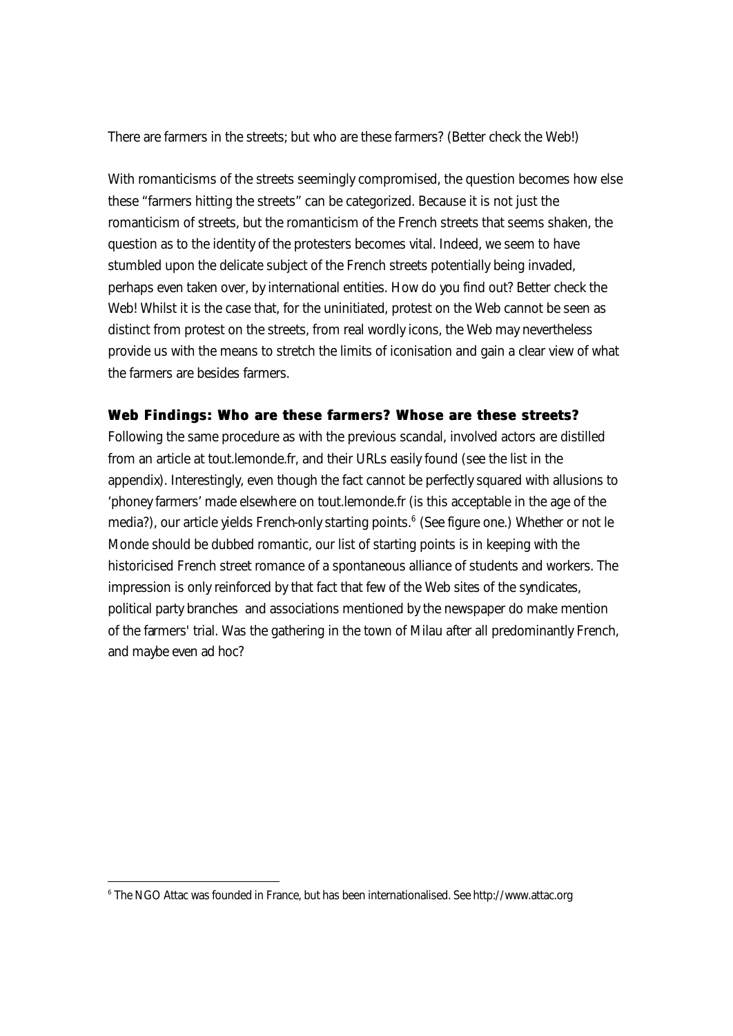There are farmers in the streets; but who are these farmers? (Better check the Web!)

With romanticisms of the streets seemingly compromised, the question becomes how else these "farmers hitting the streets" can be categorized. Because it is not just the romanticism of streets, but the romanticism of the French streets that seems shaken, the question as to the identity of the protesters becomes vital. Indeed, we seem to have stumbled upon the delicate subject of the French streets potentially being invaded, perhaps even taken over, by international entities. How do you find out? Better check the Web! Whilst it is the case that, for the uninitiated, protest on the Web cannot be seen as distinct from protest on the streets, from real wordly icons, the Web may nevertheless provide us with the means to stretch the limits of iconisation and gain a clear view of what the farmers are besides farmers.

## Web Findings: Who are these farmers? Whose are these streets?

Following the same procedure as with the previous scandal, involved actors are distilled from an article at tout.lemonde.fr, and their URLs easily found (see the list in the appendix). Interestingly, even though the fact cannot be perfectly squared with allusions to 'phoney farmers' made elsewhere on tout.lemonde.fr (is this acceptable in the age of the media?), our article yields French-only starting points.[6] (See figure one.) Whether or not le Monde should be dubbed romantic, our list of starting points is in keeping with the historicised French street romance of a spontaneous alliance of students and workers. The impression is only reinforced by that fact that few of the Web sites of the syndicates, political party branches and associations mentioned by the newspaper do make mention of the farmers' trial. Was the gathering in the town of Milau after all predominantly French, and maybe even ad hoc?

---

[6] The NGO Attac was founded in France, but has been internationalised. See http://www.attac.org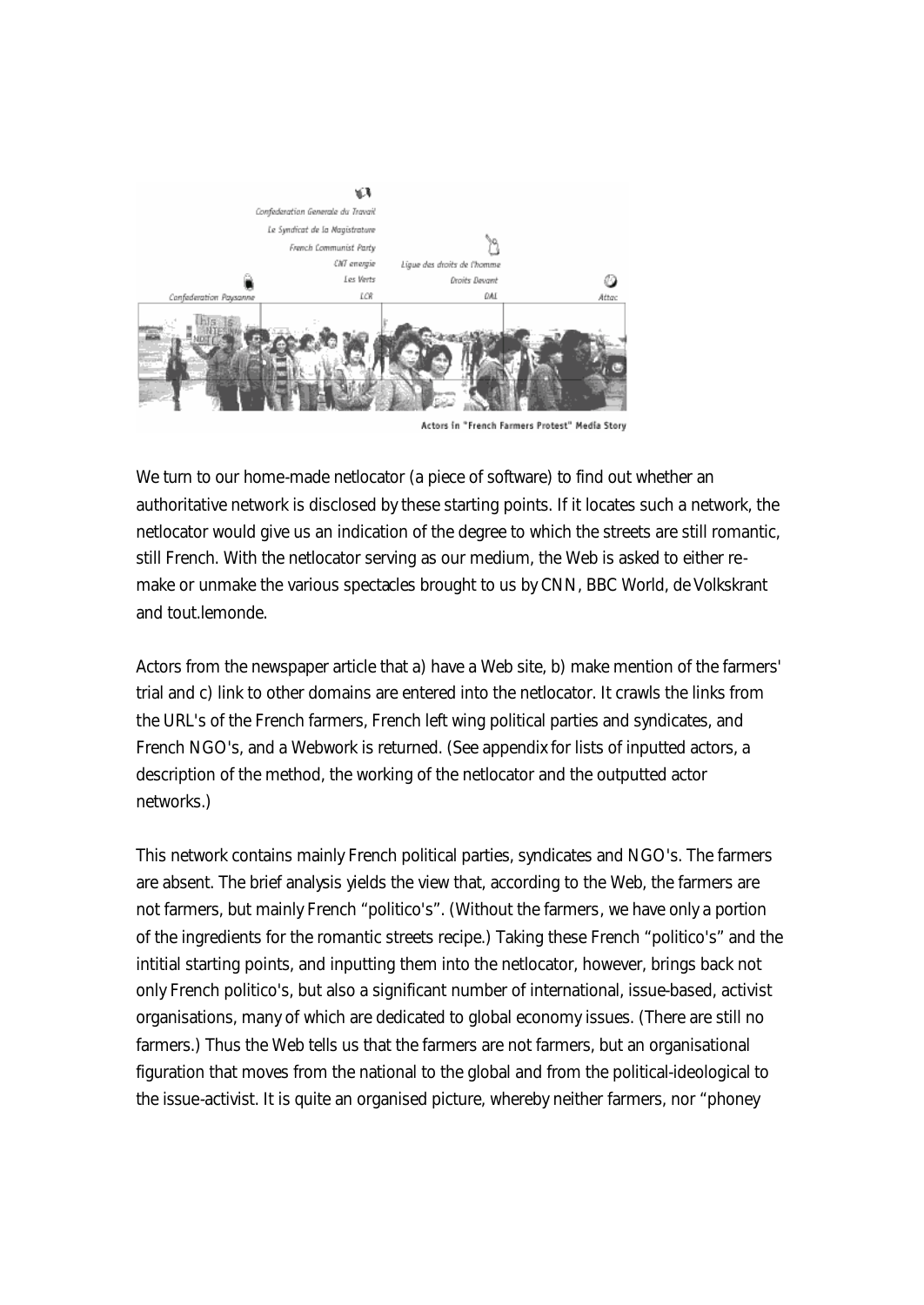Actors in "French Farmers Protest" Media Story

We turn to our home-made netlocator (a piece of software) to find out whether an authoritative network is disclosed by these starting points. If it locates such a network, the netlocator would give us an indication of the degree to which the streets are still romantic, still French. With the netlocator serving as our medium, the Web is asked to either re-make or unmake the various spectacles brought to us by CNN, BBC World, de Volkskrant and tout.lemonde.

Actors from the newspaper article that a) have a Web site, b) make mention of the farmers' trial and c) link to other domains are entered into the netlocator. It crawls the links from the URL's of the French farmers, French left wing political parties and syndicates, and French NGO's, and a Webwork is returned. (See appendix for lists of inputted actors, a description of the method, the working of the netlocator and the outputted actor networks.)

This network contains mainly French political parties, syndicates and NGO's. The farmers are absent. The brief analysis yields the view that, according to the Web, the farmers are not farmers, but mainly French "politico's". (Without the farmers, we have only a portion of the ingredients for the romantic streets recipe.) Taking these French "politico's" and the intitial starting points, and inputting them into the netlocator, however, brings back not only French politico's, but also a significant number of international, issue-based, activist organisations, many of which are dedicated to global economy issues. (There are still no farmers.) Thus the Web tells us that the farmers are not farmers, but an organisational figuration that moves from the national to the global and from the political-ideological to the issue-activist. It is quite an organised picture, whereby neither farmers, nor "phoney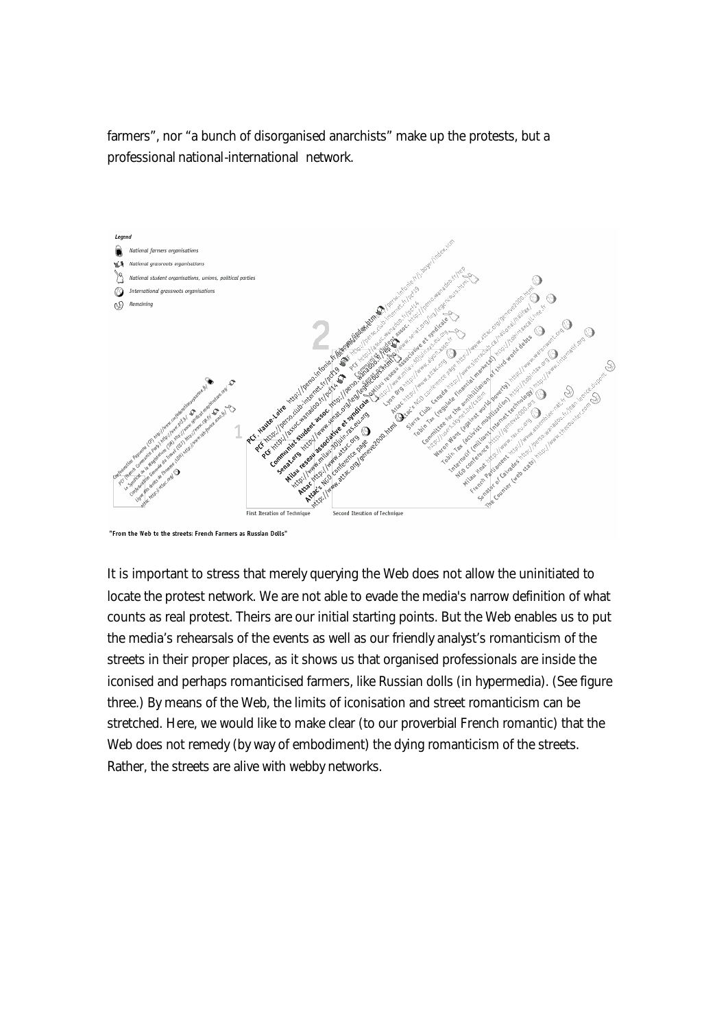farmers", nor "a bunch of disorganised anarchists" make up the protests, but a professional national-international network.

"From the Web to the streets: French Farmers as Russian Dolls"

It is important to stress that merely querying the Web does not allow the uninitiated to locate the protest network. We are not able to evade the media's narrow definition of what counts as real protest. Theirs are our initial starting points. But the Web enables us to put the media's rehearsals of the events as well as our friendly analyst's romanticism of the streets in their proper places, as it shows us that organised professionals are inside the iconised and perhaps romanticised farmers, like Russian dolls (in hypermedia). (See figure three.) By means of the Web, the limits of iconisation and street romanticism can be stretched. Here, we would like to make clear (to our proverbial French romantic) that the Web does not remedy (by way of embodiment) the dying romanticism of the streets. Rather, the streets are alive with webby networks.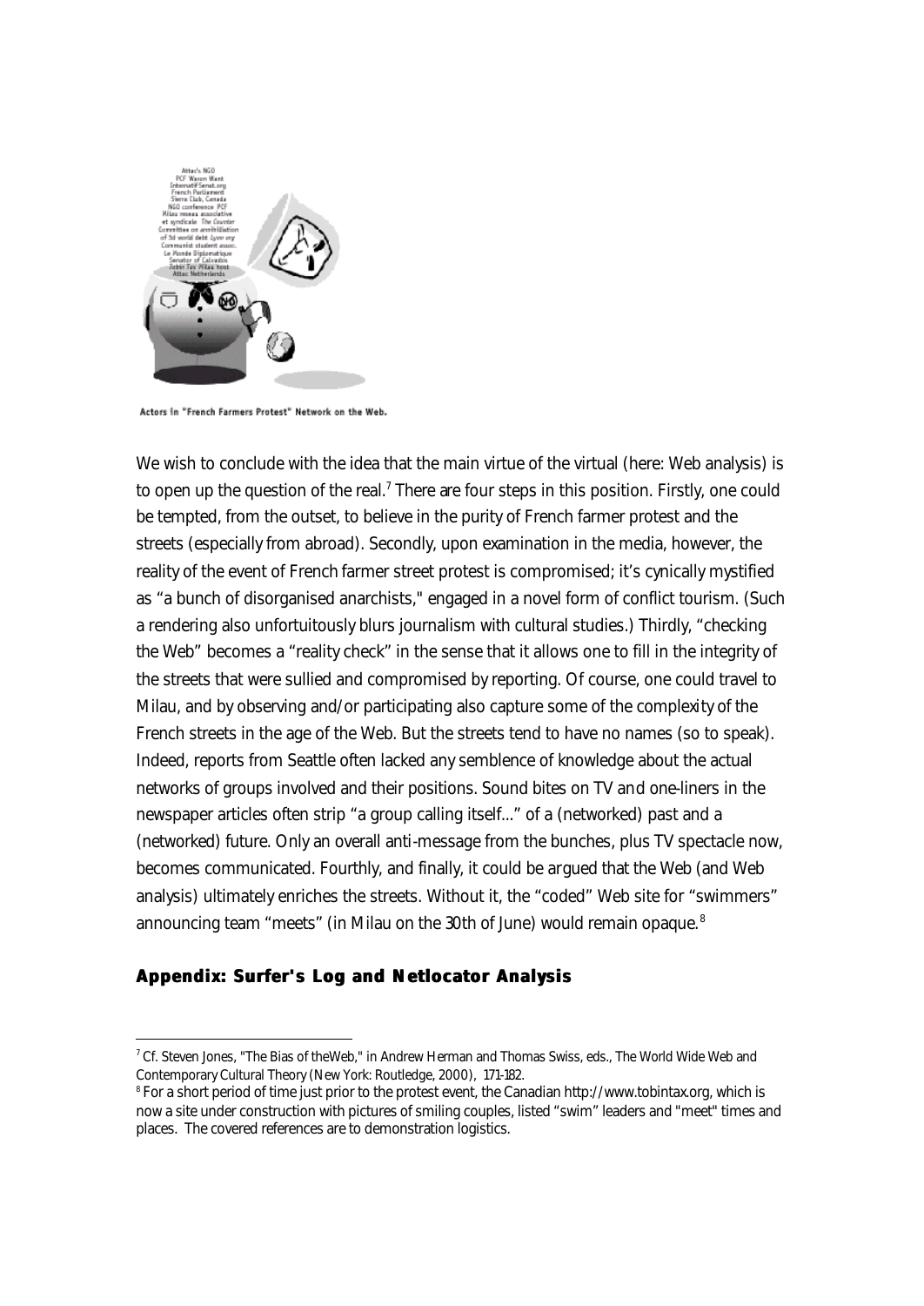Actors in "French Farmers Protest" Network on the Web.

We wish to conclude with the idea that the main virtue of the virtual (here: Web analysis) is to open up the question of the real.[7] There are four steps in this position. Firstly, one could be tempted, from the outset, to believe in the purity of French farmer protest and the streets (especially from abroad). Secondly, upon examination in the media, however, the reality of the event of French farmer street protest is compromised; it's cynically mystified as "a bunch of disorganised anarchists," engaged in a novel form of conflict tourism. (Such a rendering also unfortuitously blurs journalism with cultural studies.) Thirdly, "checking the Web" becomes a "reality check" in the sense that it allows one to fill in the integrity of the streets that were sullied and compromised by reporting. Of course, one could travel to Milau, and by observing and/or participating also capture some of the complexity of the French streets in the age of the Web. But the streets tend to have no names (so to speak). Indeed, reports from Seattle often lacked any semblence of knowledge about the actual networks of groups involved and their positions. Sound bites on TV and one-liners in the newspaper articles often strip "a group calling itself..." of a (networked) past and a (networked) future. Only an overall anti-message from the bunches, plus TV spectacle now, becomes communicated. Fourthly, and finally, it could be argued that the Web (and Web analysis) ultimately enriches the streets. Without it, the "coded" Web site for "swimmers" announcing team "meets" (in Milau on the 30th of June) would remain opaque.[8]

## Appendix: Surfer's Log and Netlocator Analysis

---

[7] Cf. Steven Jones, "The Bias of theWeb," in Andrew Herman and Thomas Swiss, eds., The World Wide Web and Contemporary Cultural Theory (New York: Routledge, 2000), 171-182.

[8] For a short period of time just prior to the protest event, the Canadian http://www.tobintax.org, which is now a site under construction with pictures of smiling couples, listed "swim" leaders and "meet" times and places. The covered references are to demonstration logistics.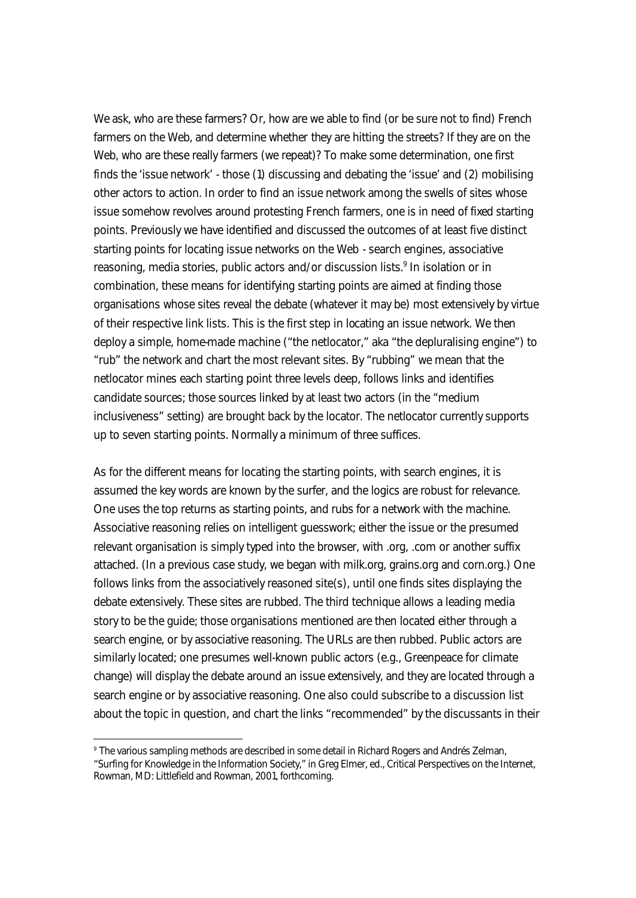We ask, who *are* these farmers? Or, how are we able to find (or be sure not to find) French farmers on the Web, and determine whether they are hitting the streets? If they are on the Web, who are these really farmers (we repeat)? To make some determination, one first finds the 'issue network' - those (1) discussing and debating the 'issue' and (2) mobilising other actors to action. In order to find an issue network among the swells of sites whose issue somehow revolves around protesting French farmers, one is in need of fixed starting points. Previously we have identified and discussed the outcomes of at least five distinct starting points for locating issue networks on the Web - search engines, associative reasoning, media stories, public actors and/or discussion lists.[9] In isolation or in combination, these means for identifying starting points are aimed at finding those organisations whose sites reveal the debate (whatever it may be) most extensively by virtue of their respective link lists. This is the first step in locating an issue network. We then deploy a simple, home-made machine ("the netlocator," aka "the depluralising engine") to "rub" the network and chart the most relevant sites. By "rubbing" we mean that the netlocator mines each starting point three levels deep, follows links and identifies candidate sources; those sources linked by at least two actors (in the "medium inclusiveness" setting) are brought back by the locator. The netlocator currently supports up to seven starting points. Normally a minimum of three suffices.

As for the different means for locating the starting points, with search engines, it is assumed the key words are known by the surfer, and the logics are robust for relevance. One uses the top returns as starting points, and rubs for a network with the machine. Associative reasoning relies on intelligent guesswork; either the issue or the presumed relevant organisation is simply typed into the browser, with .org, .com or another suffix attached. (In a previous case study, we began with milk.org, grains.org and corn.org.) One follows links from the associatively reasoned site(s), until one finds sites displaying the debate extensively. These sites are rubbed. The third technique allows a leading media story to be the guide; those organisations mentioned are then located either through a search engine, or by associative reasoning. The URLs are then rubbed. Public actors are similarly located; one presumes well-known public actors (e.g., Greenpeace for climate change) will display the debate around an issue extensively, and they are located through a search engine or by associative reasoning. One also could subscribe to a discussion list about the topic in question, and chart the links "recommended" by the discussants in their

[9] The various sampling methods are described in some detail in Richard Rogers and Andrés Zelman, "Surfing for Knowledge in the Information Society," in Greg Elmer, ed., Critical Perspectives on the Internet, Rowman, MD: Littlefield and Rowman, 2001, forthcoming.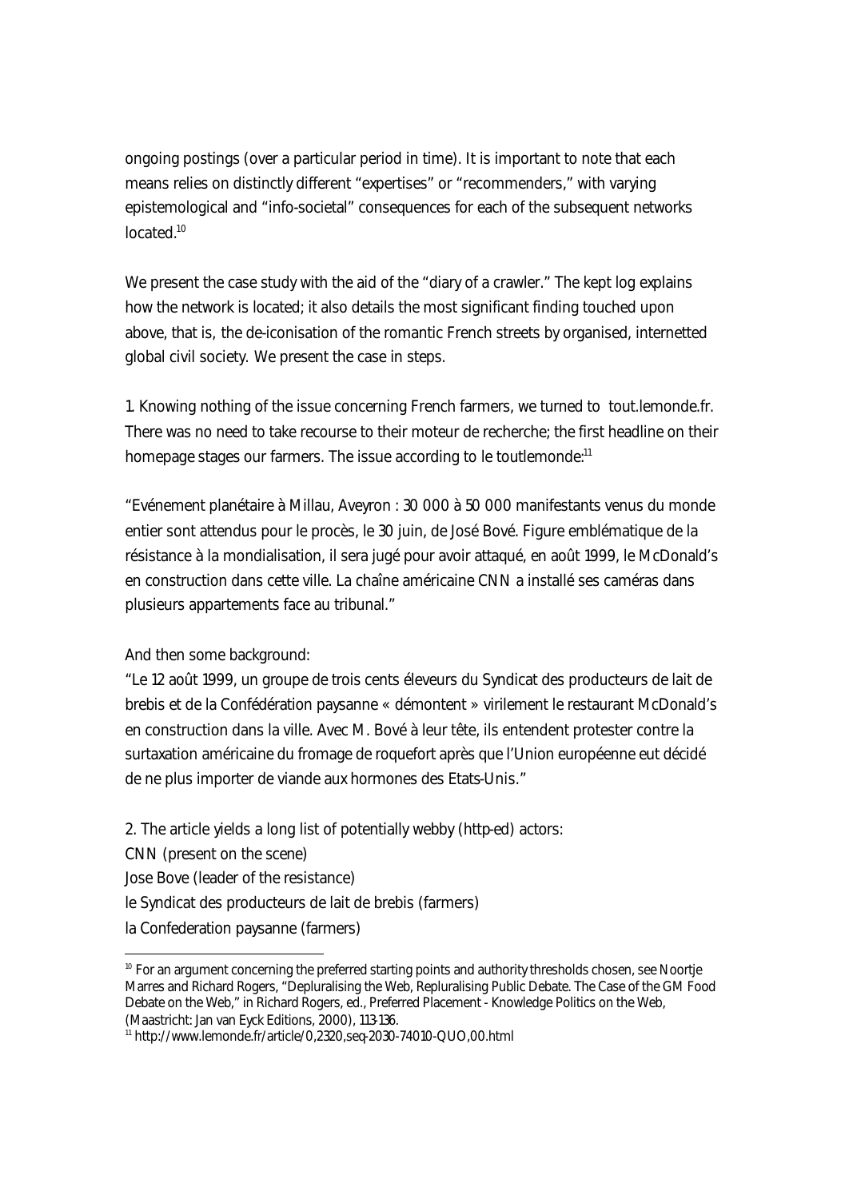ongoing postings (over a particular period in time). It is important to note that each means relies on distinctly different "expertises" or "recommenders," with varying epistemological and "info-societal" consequences for each of the subsequent networks located.[10]

We present the case study with the aid of the "diary of a crawler." The kept log explains how the network is located; it also details the most significant finding touched upon above, that is, the de-iconisation of the romantic French streets by organised, internetted global civil society. We present the case in steps.

1. Knowing nothing of the issue concerning French farmers, we turned to tout.lemonde.fr. There was no need to take recourse to their moteur de recherche; the first headline on their homepage stages our farmers. The issue according to le toutlemonde:[11]

"Evénement planétaire à Millau, Aveyron : 30 000 à 50 000 manifestants venus du monde entier sont attendus pour le procès, le 30 juin, de José Bové. Figure emblématique de la résistance à la mondialisation, il sera jugé pour avoir attaqué, en août 1999, le McDonald's en construction dans cette ville. La chaîne américaine CNN a installé ses caméras dans plusieurs appartements face au tribunal."

And then some background:

"Le 12 août 1999, un groupe de trois cents éleveurs du Syndicat des producteurs de lait de brebis et de la Confédération paysanne « démontent » virilement le restaurant McDonald's en construction dans la ville. Avec M. Bové à leur tête, ils entendent protester contre la surtaxation américaine du fromage de roquefort après que l'Union européenne eut décidé de ne plus importer de viande aux hormones des Etats-Unis."

2. The article yields a long list of potentially webby (http-ed) actors:

CNN (present on the scene)
Jose Bove (leader of the resistance)
le Syndicat des producteurs de lait de brebis (farmers)
la Confederation paysanne (farmers)

---

[10] For an argument concerning the preferred starting points and authority thresholds chosen, see Noortje Marres and Richard Rogers, "Depluralising the Web, Repluralising Public Debate. The Case of the GM Food Debate on the Web," in Richard Rogers, ed., Preferred Placement - Knowledge Politics on the Web, (Maastricht: Jan van Eyck Editions, 2000), 113-136.

[11] http://www.lemonde.fr/article/0,2320,seq-2030-74010-QUO,00.html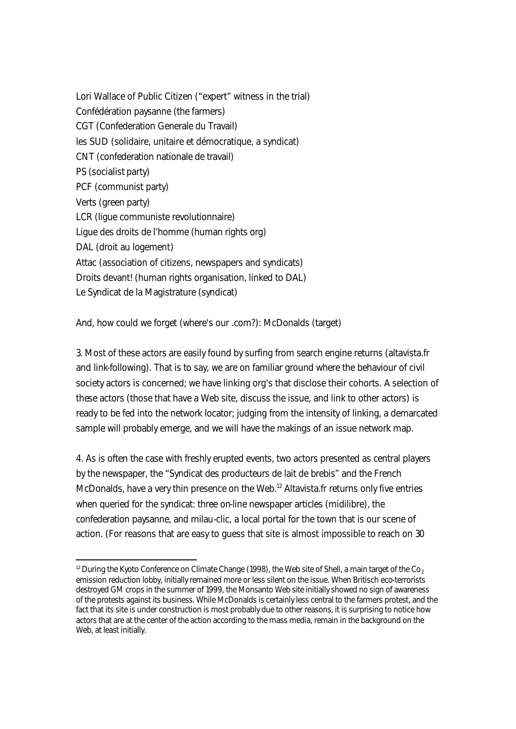Lori Wallace of Public Citizen ("expert" witness in the trial)
Confédération paysanne (the farmers)
CGT (Confederation Generale du Travail)
les SUD (solidaire, unitaire et démocratique, a syndicat)
CNT (confederation nationale de travail)
PS (socialist party)
PCF (communist party)
Verts (green party)
LCR (ligue communiste revolutionnaire)
Ligue des droits de l'homme (human rights org)
DAL (droit au logement)
Attac (association of citizens, newspapers and syndicats)
Droits devant! (human rights organisation, linked to DAL)
Le Syndicat de la Magistrature (syndicat)

And, how could we forget (where's our .com?): McDonalds (target)

3. Most of these actors are easily found by surfing from search engine returns (altavista.fr and link-following). That is to say, we are on familiar ground where the behaviour of civil society actors is concerned; we have linking org's that disclose their cohorts. A selection of these actors (those that have a Web site, discuss the issue, and link to other actors) is ready to be fed into the network locator; judging from the intensity of linking, a demarcated sample will probably emerge, and we will have the makings of an issue network map.

4. As is often the case with freshly erupted events, two actors presented as central players by the newspaper, the "Syndicat des producteurs de lait de brebis" and the French McDonalds, have a very thin presence on the Web.[12] Altavista.fr returns only five entries when queried for the syndicat: three on-line newspaper articles (midilibre), the confederation paysanne, and milau-clic, a local portal for the town that is our scene of action. (For reasons that are easy to guess that site is almost impossible to reach on 30

[12] During the Kyoto Conference on Climate Change (1998), the Web site of Shell, a main target of the $Co_2$ emission reduction lobby, initially remained more or less silent on the issue. When Britisch eco-terrorists destroyed GM crops in the summer of 1999, the Monsanto Web site initially showed no sign of awareness of the protests against its business. While McDonalds is certainly less central to the farmers protest, and the fact that its site is under construction is most probably due to other reasons, it is surprising to notice how actors that are at the center of the action according to the mass media, remain in the background on the Web, at least initially.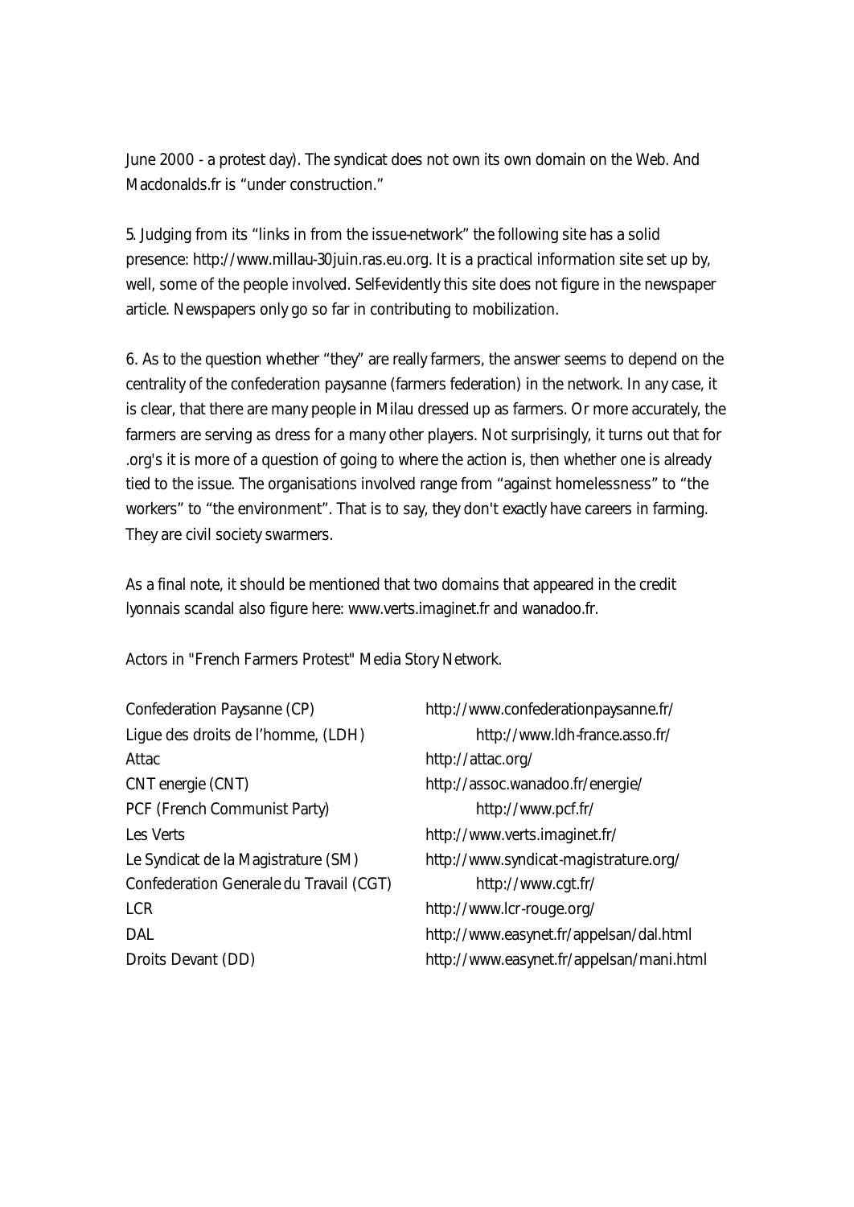June 2000 - a protest day). The syndicat does not own its own domain on the Web. And Macdonalds.fr is "under construction."

5. Judging from its "links in from the issue-network" the following site has a solid presence: http://www.millau-30juin.ras.eu.org. It is a practical information site set up by, well, some of the people involved. Self-evidently this site does not figure in the newspaper article. Newspapers only go so far in contributing to mobilization.

6. As to the question whether "they" are really farmers, the answer seems to depend on the centrality of the confederation paysanne (farmers federation) in the network. In any case, it is clear, that there are many people in Milau dressed up as farmers. Or more accurately, the farmers are serving as dress for a many other players. Not surprisingly, it turns out that for .org's it is more of a question of going to where the action is, then whether one is already tied to the issue. The organisations involved range from "against homelessness" to "the workers" to "the environment". That is to say, they don't exactly have careers in farming. They are civil society swarmers.

As a final note, it should be mentioned that two domains that appeared in the credit lyonnais scandal also figure here: www.verts.imaginet.fr and wanadoo.fr.

Actors in "French Farmers Protest" Media Story Network.

| | |
|---|---|
| Confederation Paysanne (CP) | http://www.confederationpaysanne.fr/ |
| Ligue des droits de l'homme, (LDH) | http://www.ldh-france.asso.fr/ |
| Attac | http://attac.org/ |
| CNT energie (CNT) | http://assoc.wanadoo.fr/energie/ |
| PCF (French Communist Party) | http://www.pcf.fr/ |
| Les Verts | http://www.verts.imaginet.fr/ |
| Le Syndicat de la Magistrature (SM) | http://www.syndicat-magistrature.org/ |
| Confederation Generale du Travail (CGT) | http://www.cgt.fr/ |
| LCR | http://www.lcr-rouge.org/ |
| DAL | http://www.easynet.fr/appelsan/dal.html |
| Droits Devant (DD) | http://www.easynet.fr/appelsan/mani.html |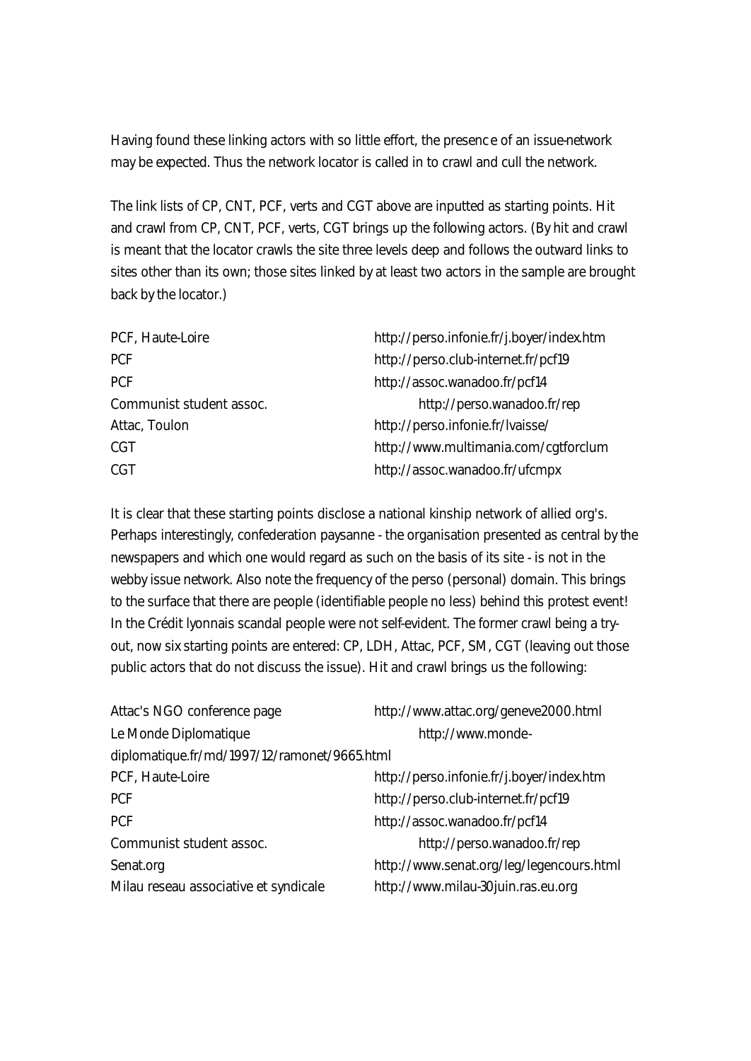Having found these linking actors with so little effort, the presence of an issue-network may be expected. Thus the network locator is called in to crawl and cull the network.

The link lists of CP, CNT, PCF, verts and CGT above are inputted as starting points. Hit and crawl from CP, CNT, PCF, verts, CGT brings up the following actors. (By hit and crawl is meant that the locator crawls the site three levels deep and follows the outward links to sites other than its own; those sites linked by at least two actors in the sample are brought back by the locator.)

| | |
|---|---|
| PCF, Haute-Loire | http://perso.infonie.fr/j.boyer/index.htm |
| PCF | http://perso.club-internet.fr/pcf19 |
| PCF | http://assoc.wanadoo.fr/pcf14 |
| Communist student assoc. | http://perso.wanadoo.fr/rep |
| Attac, Toulon | http://perso.infonie.fr/lvaisse/ |
| CGT | http://www.multimania.com/cgtforclum |
| CGT | http://assoc.wanadoo.fr/ufcmpx |

It is clear that these starting points disclose a national kinship network of allied org's. Perhaps interestingly, confederation paysanne - the organisation presented as central by the newspapers and which one would regard as such on the basis of its site - is not in the webby issue network. Also note the frequency of the perso (personal) domain. This brings to the surface that there are people (identifiable people no less) behind this protest event! In the Crédit lyonnais scandal people were not self-evident. The former crawl being a try-out, now six starting points are entered: CP, LDH, Attac, PCF, SM, CGT (leaving out those public actors that do not discuss the issue). Hit and crawl brings us the following:

| | |
|---|---|
| Attac's NGO conference page | http://www.attac.org/geneve2000.html |
| Le Monde Diplomatique | http://www.monde-diplomatique.fr/md/1997/12/ramonet/9665.html |
| PCF, Haute-Loire | http://perso.infonie.fr/j.boyer/index.htm |
| PCF | http://perso.club-internet.fr/pcf19 |
| PCF | http://assoc.wanadoo.fr/pcf14 |
| Communist student assoc. | http://perso.wanadoo.fr/rep |
| Senat.org | http://www.senat.org/leg/legencours.html |
| Milau reseau associative et syndicale | http://www.milau-30juin.ras.eu.org |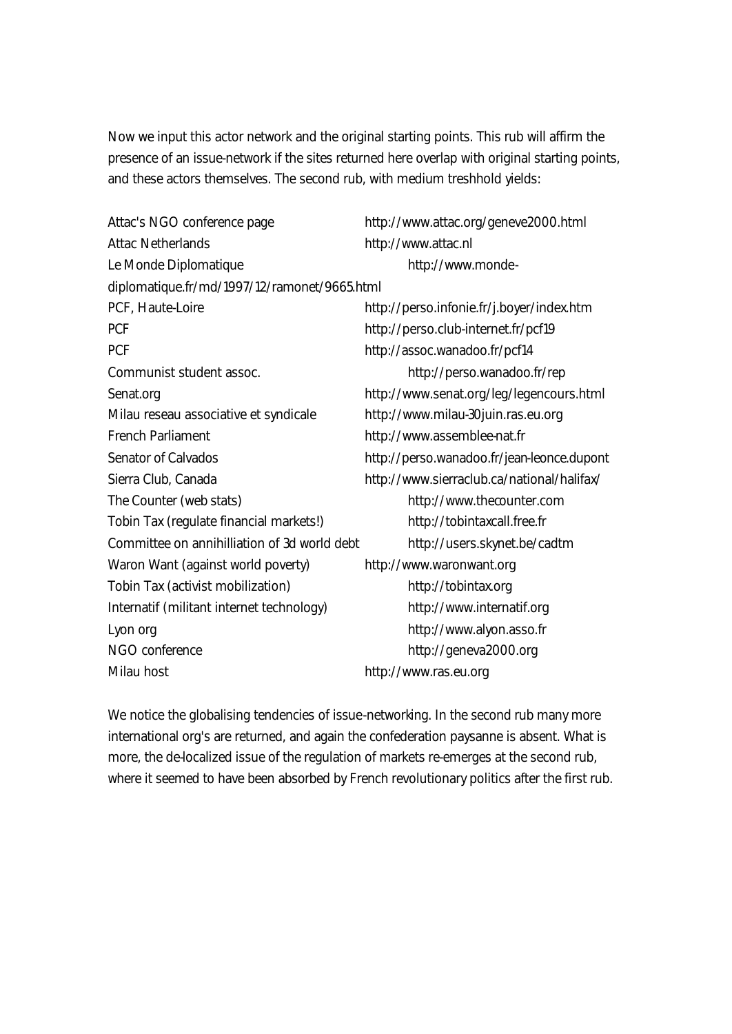Now we input this actor network and the original starting points. This rub will affirm the presence of an issue-network if the sites returned here overlap with original starting points, and these actors themselves. The second rub, with medium treshhold yields:

| | |
|---|---|
| Attac's NGO conference page | http://www.attac.org/geneve2000.html |
| Attac Netherlands | http://www.attac.nl |
| Le Monde Diplomatique | http://www.monde-diplomatique.fr/md/1997/12/ramonet/9665.html |
| PCF, Haute-Loire | http://perso.infonie.fr/j.boyer/index.htm |
| PCF | http://perso.club-internet.fr/pcf19 |
| PCF | http://assoc.wanadoo.fr/pcf14 |
| Communist student assoc. | http://perso.wanadoo.fr/rep |
| Senat.org | http://www.senat.org/leg/legencours.html |
| Milau reseau associative et syndicale | http://www.milau-30juin.ras.eu.org |
| French Parliament | http://www.assemblee-nat.fr |
| Senator of Calvados | http://perso.wanadoo.fr/jean-leonce.dupont |
| Sierra Club, Canada | http://www.sierraclub.ca/national/halifax/ |
| The Counter (web stats) | http://www.thecounter.com |
| Tobin Tax (regulate financial markets!) | http://tobintaxcall.free.fr |
| Committee on annihilliation of 3d world debt | http://users.skynet.be/cadtm |
| Waron Want (against world poverty) | http://www.waronwant.org |
| Tobin Tax (activist mobilization) | http://tobintax.org |
| Internatif (militant internet technology) | http://www.internatif.org |
| Lyon org | http://www.alyon.asso.fr |
| NGO conference | http://geneva2000.org |
| Milau host | http://www.ras.eu.org |

We notice the globalising tendencies of issue-networking. In the second rub many more international org's are returned, and again the confederation paysanne is absent. What is more, the de-localized issue of the regulation of markets re-emerges at the second rub, where it seemed to have been absorbed by French revolutionary politics after the first rub.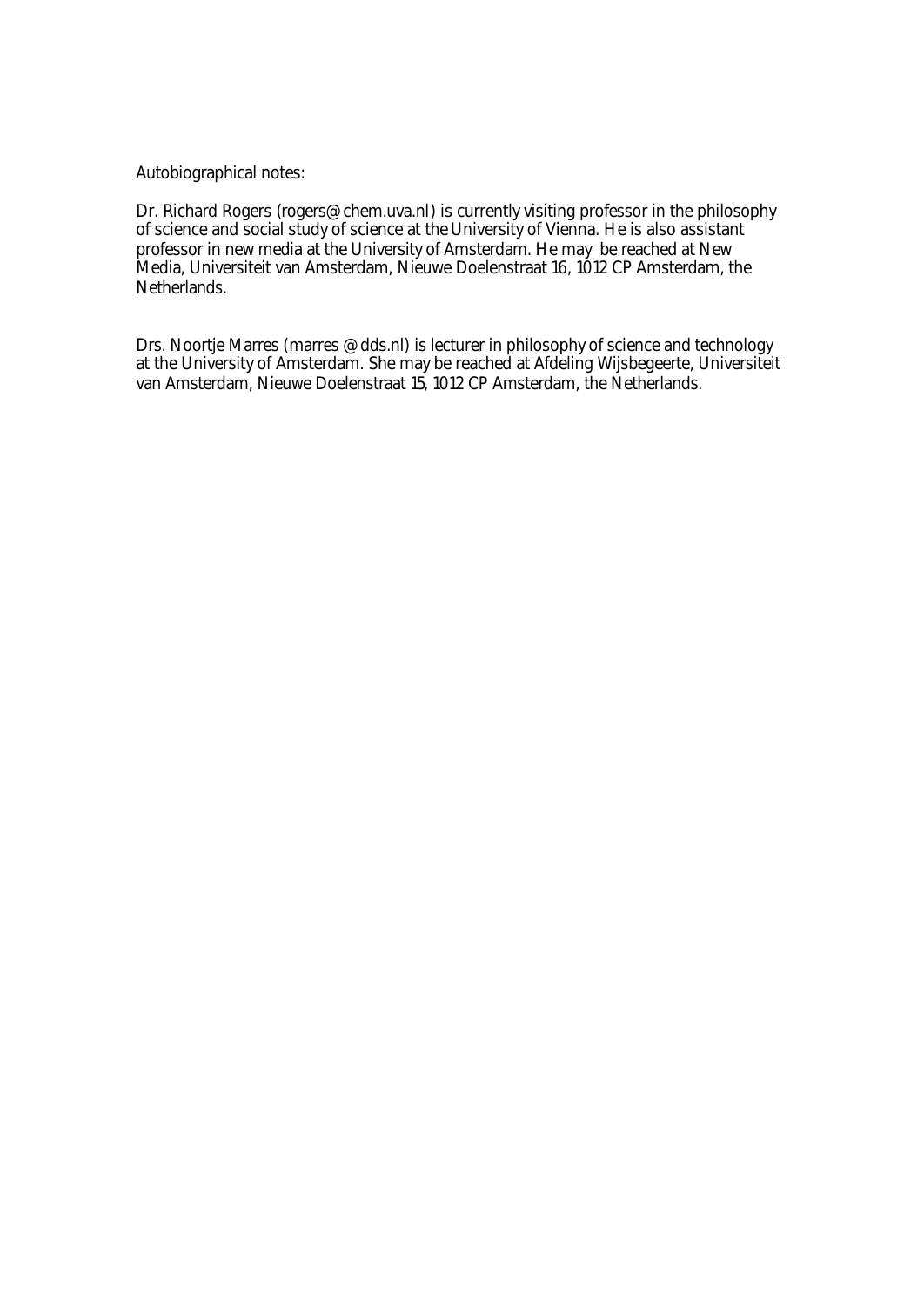Autobiographical notes:

Dr. Richard Rogers (rogers@chem.uva.nl) is currently visiting professor in the philosophy of science and social study of science at the University of Vienna. He is also assistant professor in new media at the University of Amsterdam. He may be reached at New Media, Universiteit van Amsterdam, Nieuwe Doelenstraat 16, 1012 CP Amsterdam, the Netherlands.

Drs. Noortje Marres (marres@dds.nl) is lecturer in philosophy of science and technology at the University of Amsterdam. She may be reached at Afdeling Wijsbegeerte, Universiteit van Amsterdam, Nieuwe Doelenstraat 15, 1012 CP Amsterdam, the Netherlands.